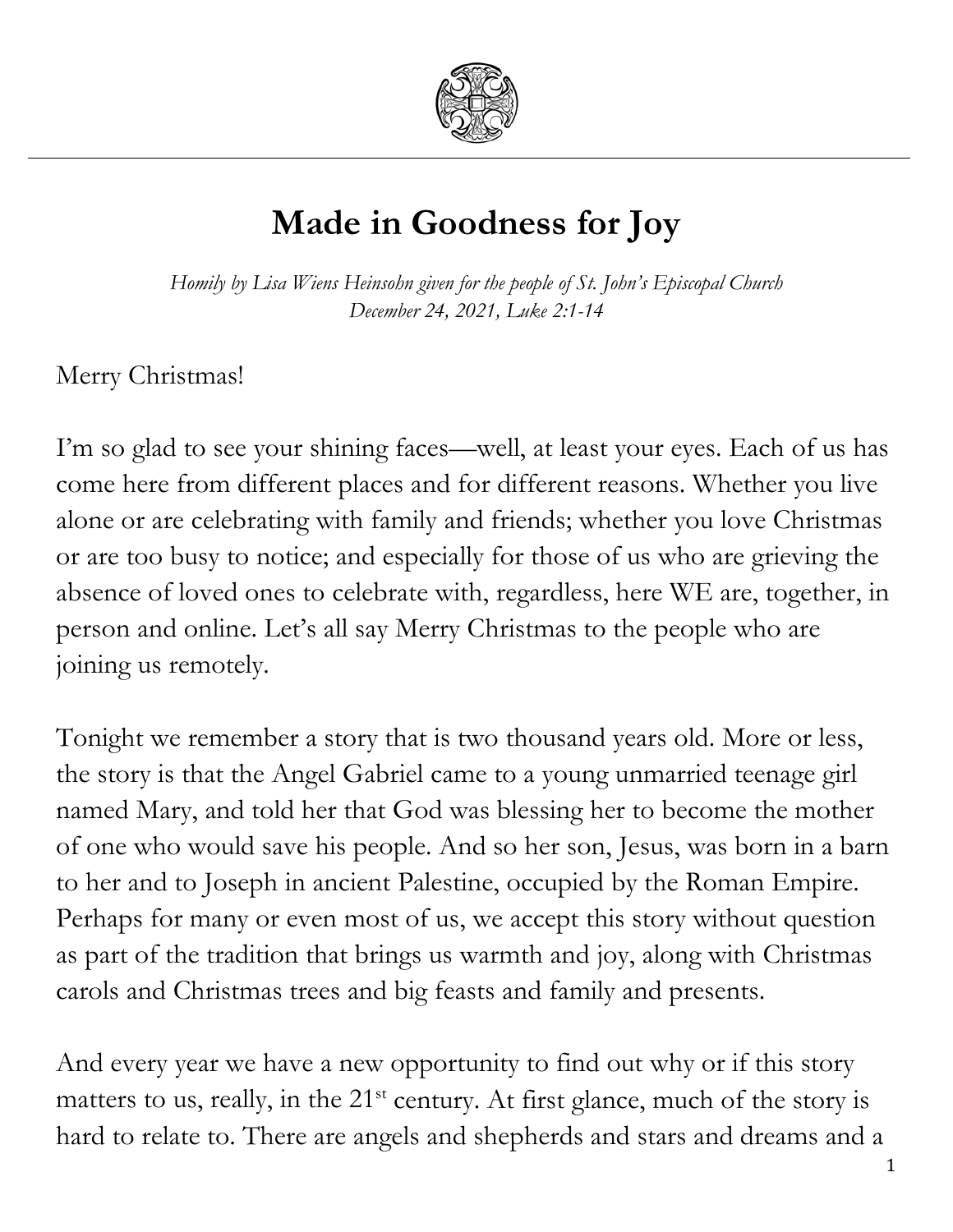# Made in Goodness for Joy

*Homily by Lisa Wiens Heinsohn given for the people of St. John's Episcopal Church*
*December 24, 2021, Luke 2:1-14*

Merry Christmas!

I'm so glad to see your shining faces—well, at least your eyes. Each of us has come here from different places and for different reasons. Whether you live alone or are celebrating with family and friends; whether you love Christmas or are too busy to notice; and especially for those of us who are grieving the absence of loved ones to celebrate with, regardless, here WE are, together, in person and online. Let's all say Merry Christmas to the people who are joining us remotely.

Tonight we remember a story that is two thousand years old. More or less, the story is that the Angel Gabriel came to a young unmarried teenage girl named Mary, and told her that God was blessing her to become the mother of one who would save his people. And so her son, Jesus, was born in a barn to her and to Joseph in ancient Palestine, occupied by the Roman Empire. Perhaps for many or even most of us, we accept this story without question as part of the tradition that brings us warmth and joy, along with Christmas carols and Christmas trees and big feasts and family and presents.

And every year we have a new opportunity to find out why or if this story matters to us, really, in the 21st century. At first glance, much of the story is hard to relate to. There are angels and shepherds and stars and dreams and a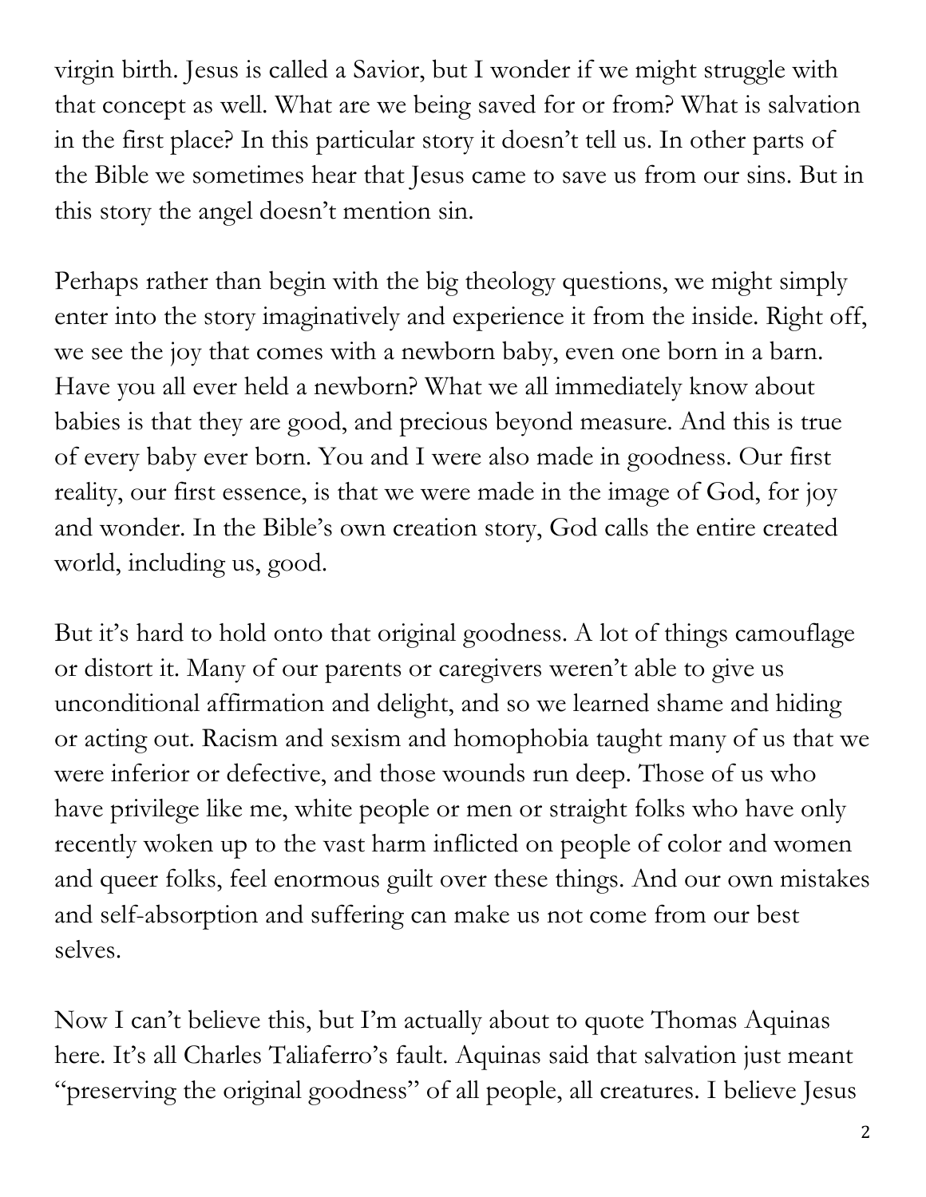virgin birth. Jesus is called a Savior, but I wonder if we might struggle with that concept as well. What are we being saved for or from? What is salvation in the first place? In this particular story it doesn't tell us. In other parts of the Bible we sometimes hear that Jesus came to save us from our sins. But in this story the angel doesn't mention sin.

Perhaps rather than begin with the big theology questions, we might simply enter into the story imaginatively and experience it from the inside. Right off, we see the joy that comes with a newborn baby, even one born in a barn. Have you all ever held a newborn? What we all immediately know about babies is that they are good, and precious beyond measure. And this is true of every baby ever born. You and I were also made in goodness. Our first reality, our first essence, is that we were made in the image of God, for joy and wonder. In the Bible's own creation story, God calls the entire created world, including us, good.

But it's hard to hold onto that original goodness. A lot of things camouflage or distort it. Many of our parents or caregivers weren't able to give us unconditional affirmation and delight, and so we learned shame and hiding or acting out. Racism and sexism and homophobia taught many of us that we were inferior or defective, and those wounds run deep. Those of us who have privilege like me, white people or men or straight folks who have only recently woken up to the vast harm inflicted on people of color and women and queer folks, feel enormous guilt over these things. And our own mistakes and self-absorption and suffering can make us not come from our best selves.

Now I can't believe this, but I'm actually about to quote Thomas Aquinas here. It's all Charles Taliaferro's fault. Aquinas said that salvation just meant "preserving the original goodness" of all people, all creatures. I believe Jesus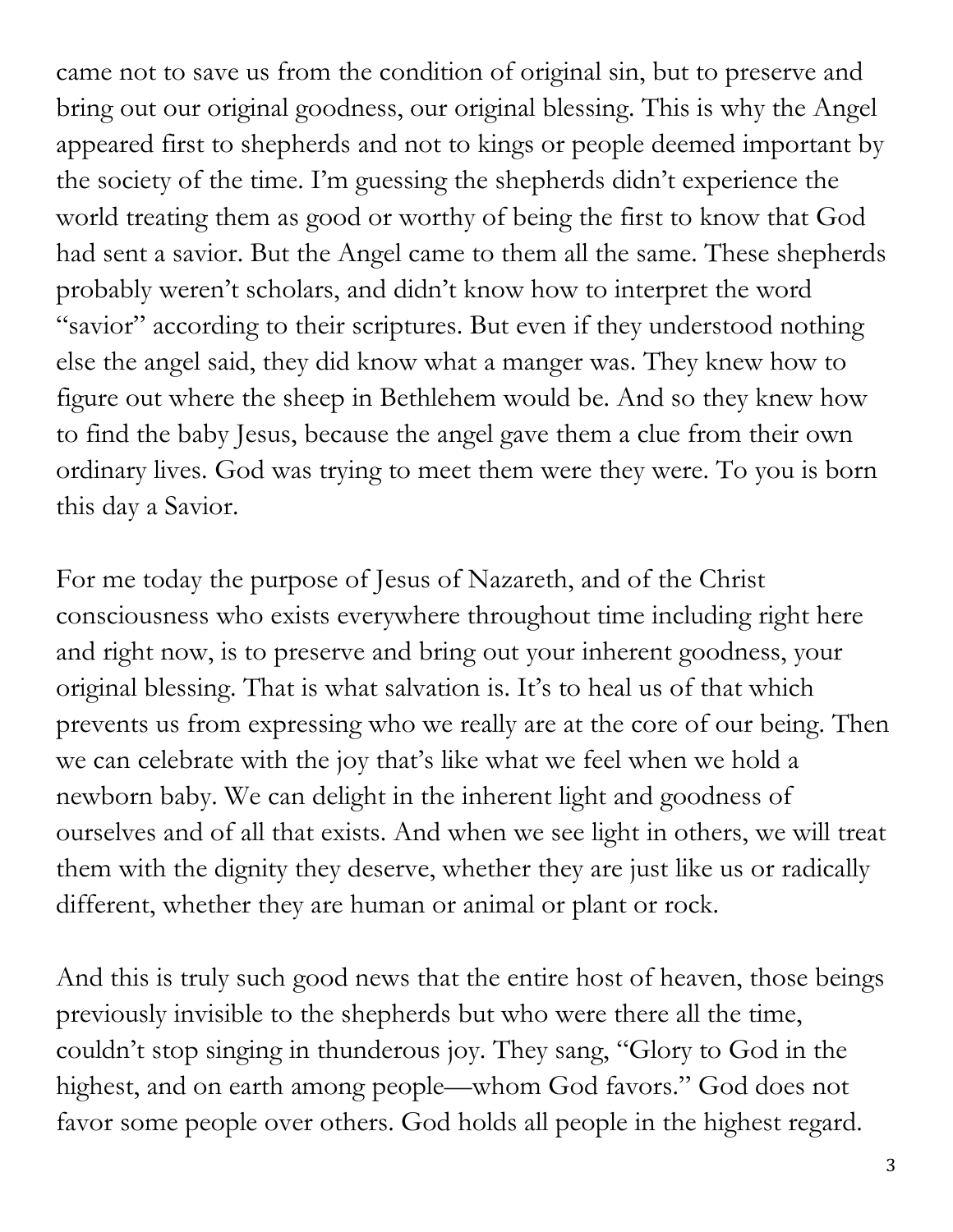came not to save us from the condition of original sin, but to preserve and bring out our original goodness, our original blessing. This is why the Angel appeared first to shepherds and not to kings or people deemed important by the society of the time. I'm guessing the shepherds didn't experience the world treating them as good or worthy of being the first to know that God had sent a savior. But the Angel came to them all the same. These shepherds probably weren't scholars, and didn't know how to interpret the word "savior" according to their scriptures. But even if they understood nothing else the angel said, they did know what a manger was. They knew how to figure out where the sheep in Bethlehem would be. And so they knew how to find the baby Jesus, because the angel gave them a clue from their own ordinary lives. God was trying to meet them were they were. To you is born this day a Savior.

For me today the purpose of Jesus of Nazareth, and of the Christ consciousness who exists everywhere throughout time including right here and right now, is to preserve and bring out your inherent goodness, your original blessing. That is what salvation is. It's to heal us of that which prevents us from expressing who we really are at the core of our being. Then we can celebrate with the joy that's like what we feel when we hold a newborn baby. We can delight in the inherent light and goodness of ourselves and of all that exists. And when we see light in others, we will treat them with the dignity they deserve, whether they are just like us or radically different, whether they are human or animal or plant or rock.

And this is truly such good news that the entire host of heaven, those beings previously invisible to the shepherds but who were there all the time, couldn't stop singing in thunderous joy. They sang, "Glory to God in the highest, and on earth among people—whom God favors." God does not favor some people over others. God holds all people in the highest regard.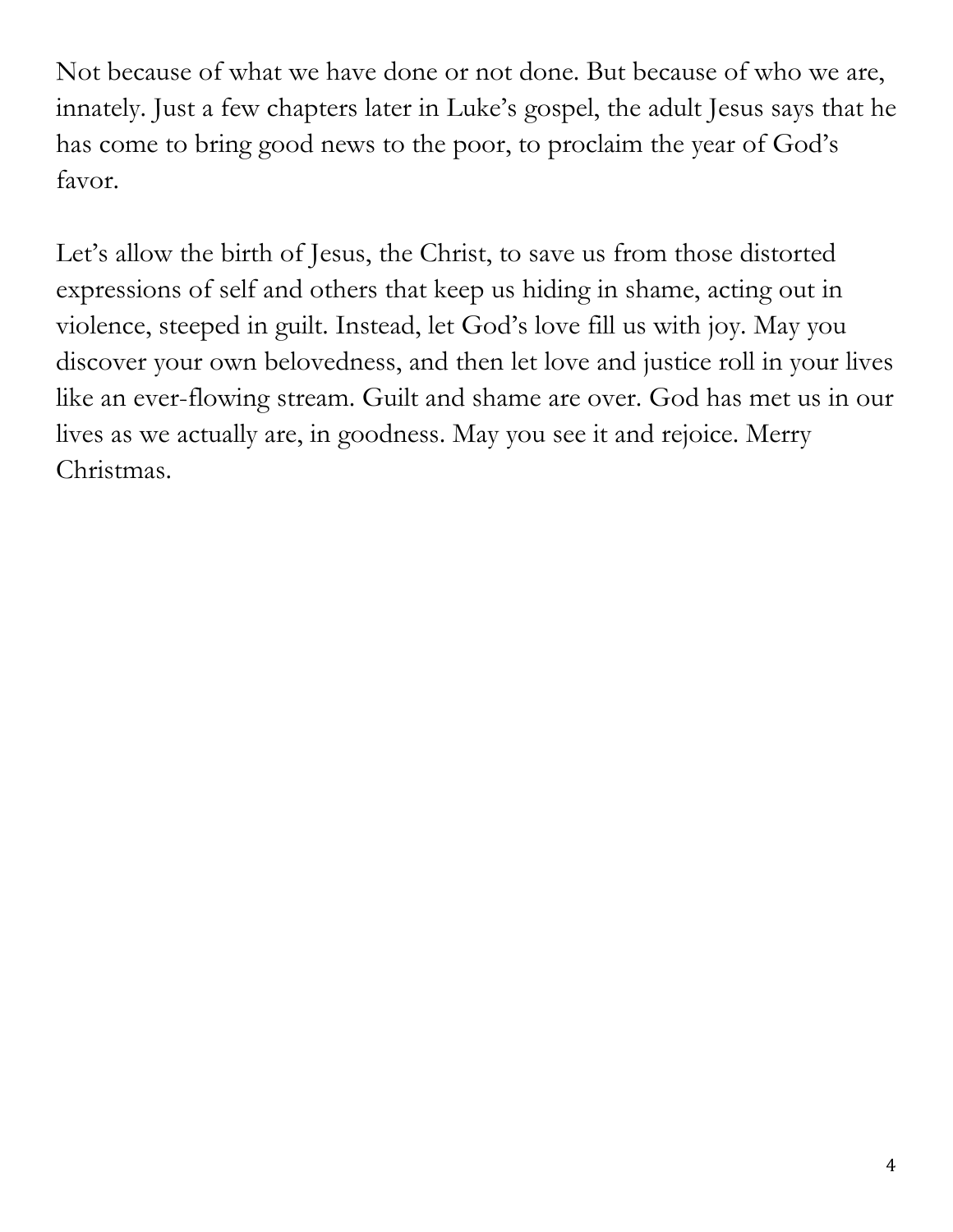Not because of what we have done or not done. But because of who we are, innately. Just a few chapters later in Luke's gospel, the adult Jesus says that he has come to bring good news to the poor, to proclaim the year of God's favor.

Let's allow the birth of Jesus, the Christ, to save us from those distorted expressions of self and others that keep us hiding in shame, acting out in violence, steeped in guilt. Instead, let God's love fill us with joy. May you discover your own belovedness, and then let love and justice roll in your lives like an ever-flowing stream. Guilt and shame are over. God has met us in our lives as we actually are, in goodness. May you see it and rejoice. Merry Christmas.